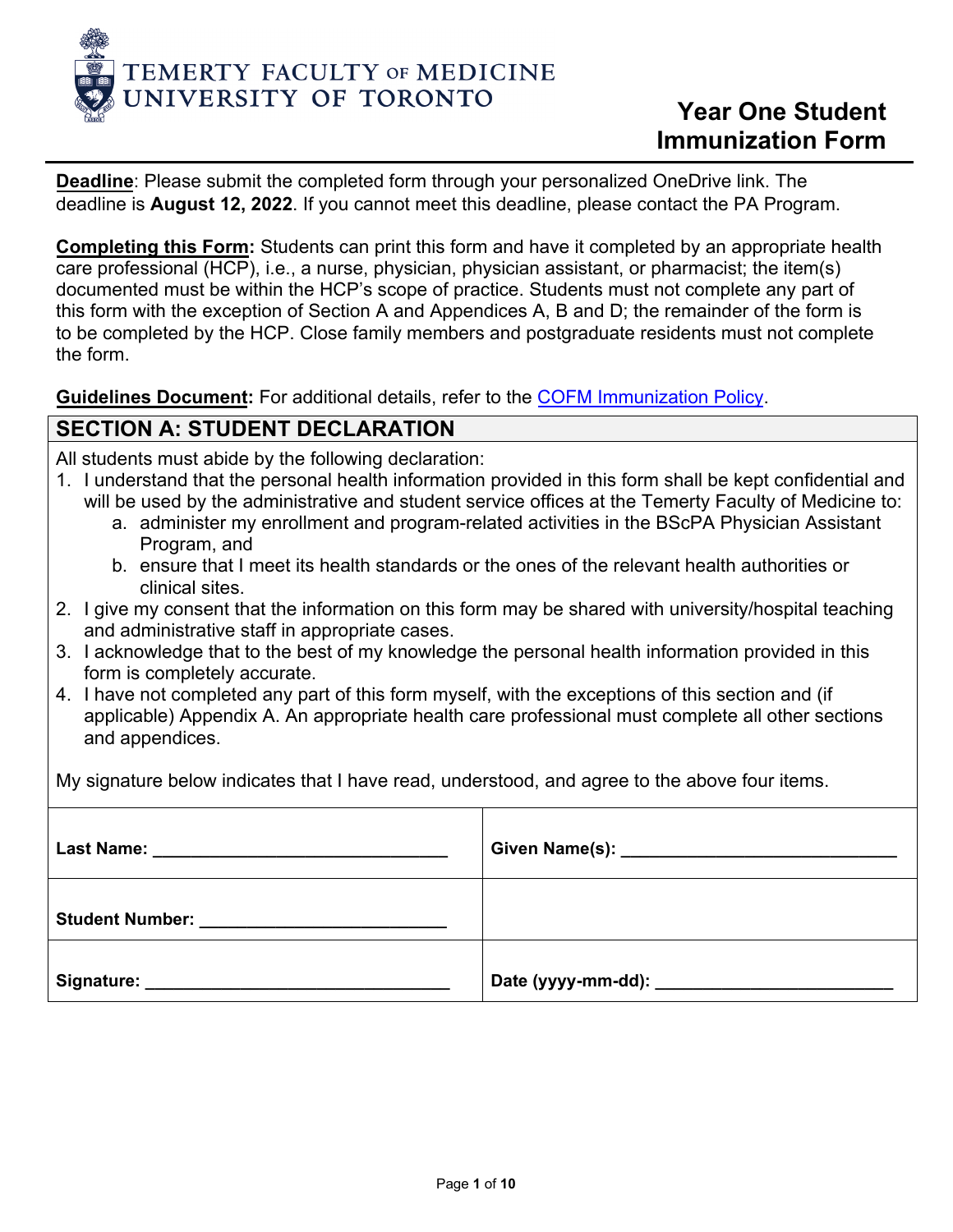TEMERTY FACULTY OF MEDICINE
UNIVERSITY OF TORONTO

# Year One Student Immunization Form

**Deadline**: Please submit the completed form through your personalized OneDrive link. The deadline is **August 12, 2022**. If you cannot meet this deadline, please contact the PA Program.

**Completing this Form:** Students can print this form and have it completed by an appropriate health care professional (HCP), i.e., a nurse, physician, physician assistant, or pharmacist; the item(s) documented must be within the HCP's scope of practice. Students must not complete any part of this form with the exception of Section A and Appendices A, B and D; the remainder of the form is to be completed by the HCP. Close family members and postgraduate residents must not complete the form.

**Guidelines Document:** For additional details, refer to the COFM Immunization Policy.

## SECTION A: STUDENT DECLARATION

All students must abide by the following declaration:

1. I understand that the personal health information provided in this form shall be kept confidential and will be used by the administrative and student service offices at the Temerty Faculty of Medicine to:
   a. administer my enrollment and program-related activities in the BScPA Physician Assistant Program, and
   b. ensure that I meet its health standards or the ones of the relevant health authorities or clinical sites.
2. I give my consent that the information on this form may be shared with university/hospital teaching and administrative staff in appropriate cases.
3. I acknowledge that to the best of my knowledge the personal health information provided in this form is completely accurate.
4. I have not completed any part of this form myself, with the exceptions of this section and (if applicable) Appendix A. An appropriate health care professional must complete all other sections and appendices.

My signature below indicates that I have read, understood, and agree to the above four items.

| | |
|---|---|
| **Last Name:** ______________________________ | **Given Name(s):** ____________________________ |
| **Student Number:** _________________________ | |
| **Signature:** _______________________________ | **Date (yyyy-mm-dd):** ________________________ |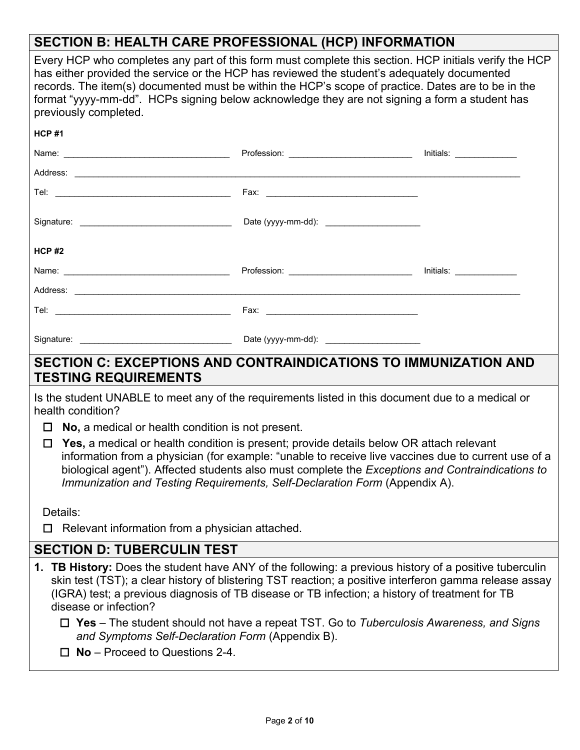## SECTION B: HEALTH CARE PROFESSIONAL (HCP) INFORMATION

Every HCP who completes any part of this form must complete this section. HCP initials verify the HCP has either provided the service or the HCP has reviewed the student's adequately documented records. The item(s) documented must be within the HCP's scope of practice. Dates are to be in the format "yyyy-mm-dd". HCPs signing below acknowledge they are not signing a form a student has previously completed.

**HCP #1**

Name: ______________________________ Profession: ______________________ Initials: ___________

Address: ________________________________________________________________________________

Tel: ________________________________ Fax: ____________________________

Signature: ___________________________ Date (yyyy-mm-dd): _________________

**HCP #2**

Name: ______________________________ Profession: ______________________ Initials: ___________

Address: ________________________________________________________________________________

Tel: ________________________________ Fax: ____________________________

Signature: ___________________________ Date (yyyy-mm-dd): _________________

## SECTION C: EXCEPTIONS AND CONTRAINDICATIONS TO IMMUNIZATION AND TESTING REQUIREMENTS

Is the student UNABLE to meet any of the requirements listed in this document due to a medical or health condition?

- ☐ **No,** a medical or health condition is not present.
- ☐ **Yes,** a medical or health condition is present; provide details below OR attach relevant information from a physician (for example: "unable to receive live vaccines due to current use of a biological agent"). Affected students also must complete the *Exceptions and Contraindications to Immunization and Testing Requirements, Self-Declaration Form* (Appendix A).

Details:

- ☐ Relevant information from a physician attached.

## SECTION D: TUBERCULIN TEST

1. **TB History:** Does the student have ANY of the following: a previous history of a positive tuberculin skin test (TST); a clear history of blistering TST reaction; a positive interferon gamma release assay (IGRA) test; a previous diagnosis of TB disease or TB infection; a history of treatment for TB disease or infection?
   - ☐ **Yes** – The student should not have a repeat TST. Go to *Tuberculosis Awareness, and Signs and Symptoms Self-Declaration Form* (Appendix B).
   - ☐ **No** – Proceed to Questions 2-4.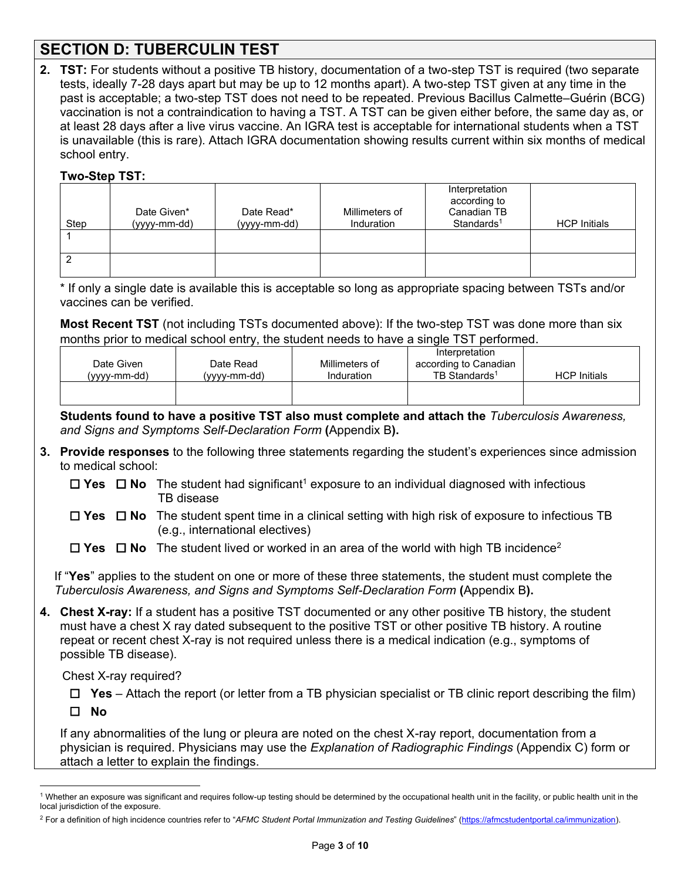## SECTION D: TUBERCULIN TEST

2. **TST:** For students without a positive TB history, documentation of a two-step TST is required (two separate tests, ideally 7-28 days apart but may be up to 12 months apart). A two-step TST given at any time in the past is acceptable; a two-step TST does not need to be repeated. Previous Bacillus Calmette–Guérin (BCG) vaccination is not a contraindication to having a TST. A TST can be given either before, the same day as, or at least 28 days after a live virus vaccine. An IGRA test is acceptable for international students when a TST is unavailable (this is rare). Attach IGRA documentation showing results current within six months of medical school entry.

   **Two-Step TST:**

   | Step | Date Given* (yyyy-mm-dd) | Date Read* (yyyy-mm-dd) | Millimeters of Induration | Interpretation according to Canadian TB Standards[1] | HCP Initials |
   |---|---|---|---|---|---|
   | 1 | | | | | |
   | 2 | | | | | |

   \* If only a single date is available this is acceptable so long as appropriate spacing between TSTs and/or vaccines can be verified.

   **Most Recent TST** (not including TSTs documented above): If the two-step TST was done more than six months prior to medical school entry, the student needs to have a single TST performed.

   | Date Given (yyyy-mm-dd) | Date Read (yyyy-mm-dd) | Millimeters of Induration | Interpretation according to Canadian TB Standards[1] | HCP Initials |
   |---|---|---|---|---|
   | | | | | |

   **Students found to have a positive TST also must complete and attach the** *Tuberculosis Awareness, and Signs and Symptoms Self-Declaration Form* **(**Appendix B**).**

3. **Provide responses** to the following three statements regarding the student's experiences since admission to medical school:

   ☐ **Yes** ☐ **No** The student had significant[1] exposure to an individual diagnosed with infectious TB disease

   ☐ **Yes** ☐ **No** The student spent time in a clinical setting with high risk of exposure to infectious TB (e.g., international electives)

   ☐ **Yes** ☐ **No** The student lived or worked in an area of the world with high TB incidence[2]

   If "**Yes**" applies to the student on one or more of these three statements, the student must complete the *Tuberculosis Awareness, and Signs and Symptoms Self-Declaration Form* **(**Appendix B**).**

4. **Chest X-ray:** If a student has a positive TST documented or any other positive TB history, the student must have a chest X ray dated subsequent to the positive TST or other positive TB history. A routine repeat or recent chest X-ray is not required unless there is a medical indication (e.g., symptoms of possible TB disease).

   Chest X-ray required?

   ☐ **Yes** – Attach the report (or letter from a TB physician specialist or TB clinic report describing the film)

   ☐ **No**

   If any abnormalities of the lung or pleura are noted on the chest X-ray report, documentation from a physician is required. Physicians may use the *Explanation of Radiographic Findings* (Appendix C) form or attach a letter to explain the findings.

---

[1] Whether an exposure was significant and requires follow-up testing should be determined by the occupational health unit in the facility, or public health unit in the local jurisdiction of the exposure.

[2] For a definition of high incidence countries refer to "*AFMC Student Portal Immunization and Testing Guidelines*" (https://afmcstudentportal.ca/immunization).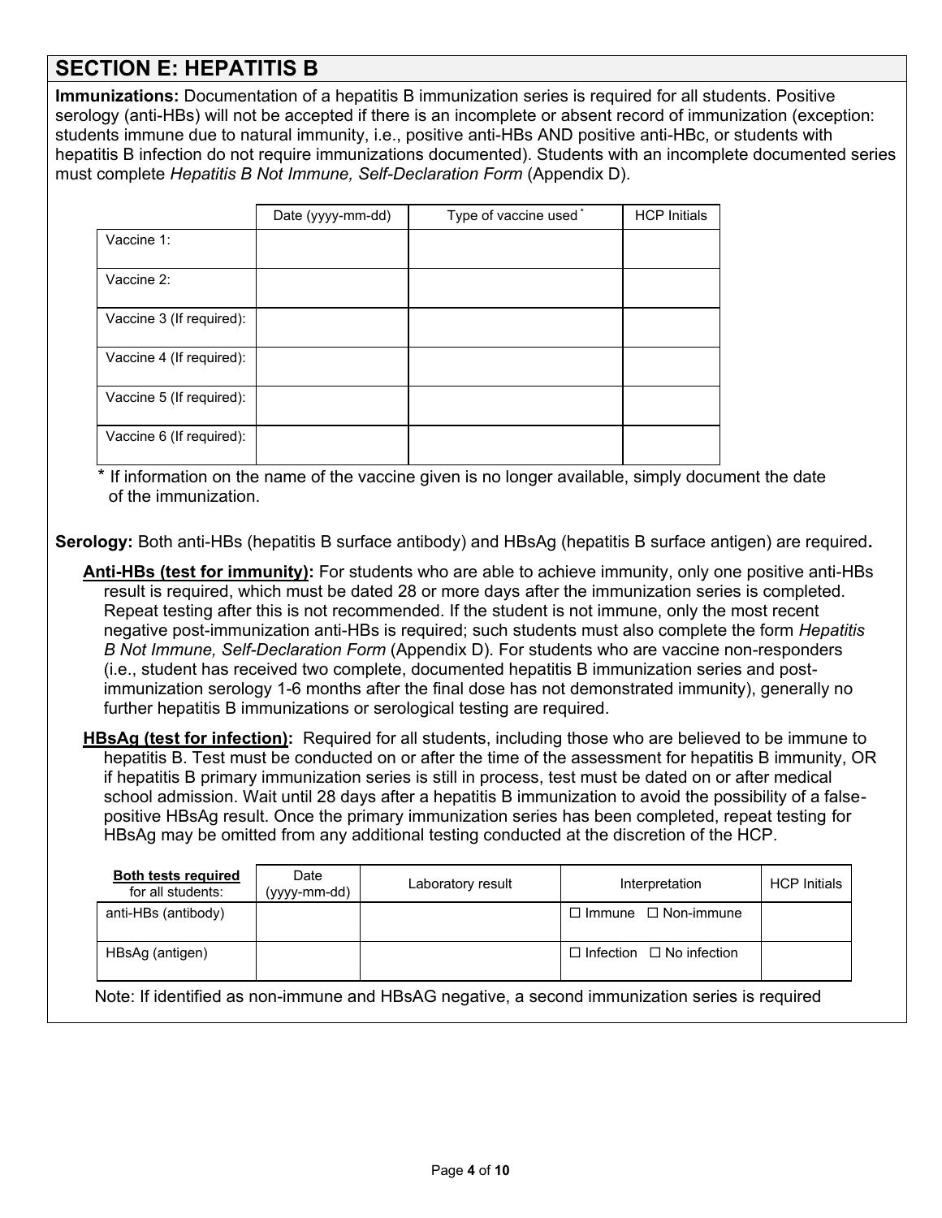## SECTION E: HEPATITIS B

**Immunizations:** Documentation of a hepatitis B immunization series is required for all students. Positive serology (anti-HBs) will not be accepted if there is an incomplete or absent record of immunization (exception: students immune due to natural immunity, i.e., positive anti-HBs AND positive anti-HBc, or students with hepatitis B infection do not require immunizations documented). Students with an incomplete documented series must complete *Hepatitis B Not Immune, Self-Declaration Form* (Appendix D).

| | Date (yyyy-mm-dd) | Type of vaccine used * | HCP Initials |
|---|---|---|---|
| Vaccine 1: | | | |
| Vaccine 2: | | | |
| Vaccine 3 (If required): | | | |
| Vaccine 4 (If required): | | | |
| Vaccine 5 (If required): | | | |
| Vaccine 6 (If required): | | | |

\* If information on the name of the vaccine given is no longer available, simply document the date of the immunization.

**Serology:** Both anti-HBs (hepatitis B surface antibody) and HBsAg (hepatitis B surface antigen) are required**.**

**Anti-HBs (test for immunity):** For students who are able to achieve immunity, only one positive anti-HBs result is required, which must be dated 28 or more days after the immunization series is completed. Repeat testing after this is not recommended. If the student is not immune, only the most recent negative post-immunization anti-HBs is required; such students must also complete the form *Hepatitis B Not Immune, Self-Declaration Form* (Appendix D). For students who are vaccine non-responders (i.e., student has received two complete, documented hepatitis B immunization series and post-immunization serology 1-6 months after the final dose has not demonstrated immunity), generally no further hepatitis B immunizations or serological testing are required.

**HBsAg (test for infection):** Required for all students, including those who are believed to be immune to hepatitis B. Test must be conducted on or after the time of the assessment for hepatitis B immunity, OR if hepatitis B primary immunization series is still in process, test must be dated on or after medical school admission. Wait until 28 days after a hepatitis B immunization to avoid the possibility of a false-positive HBsAg result. Once the primary immunization series has been completed, repeat testing for HBsAg may be omitted from any additional testing conducted at the discretion of the HCP.

| **Both tests required** for all students: | Date (yyyy-mm-dd) | Laboratory result | Interpretation | HCP Initials |
|---|---|---|---|---|
| anti-HBs (antibody) | | | ☐ Immune ☐ Non-immune | |
| HBsAg (antigen) | | | ☐ Infection ☐ No infection | |

Note: If identified as non-immune and HBsAG negative, a second immunization series is required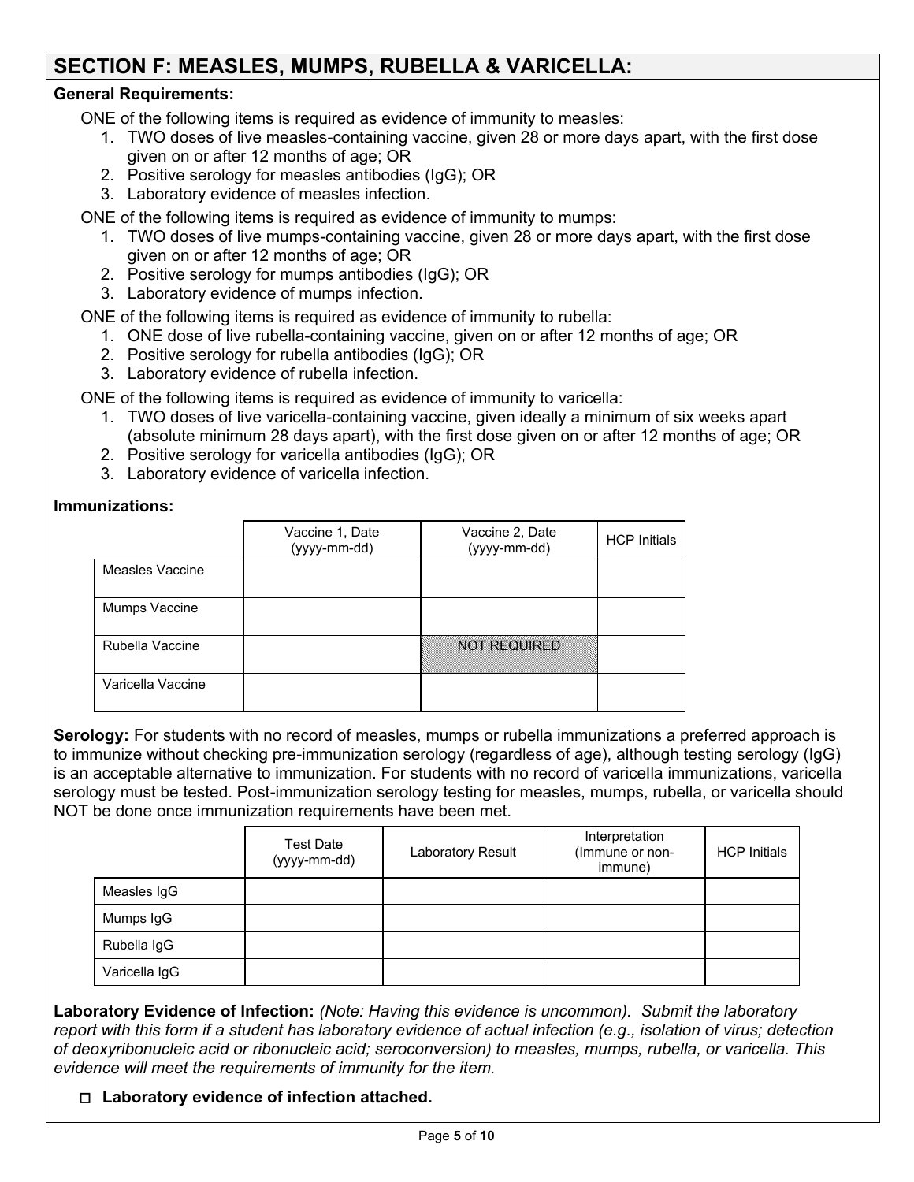## SECTION F: MEASLES, MUMPS, RUBELLA & VARICELLA:

**General Requirements:**

ONE of the following items is required as evidence of immunity to measles:

1. TWO doses of live measles-containing vaccine, given 28 or more days apart, with the first dose given on or after 12 months of age; OR
2. Positive serology for measles antibodies (IgG); OR
3. Laboratory evidence of measles infection.

ONE of the following items is required as evidence of immunity to mumps:

1. TWO doses of live mumps-containing vaccine, given 28 or more days apart, with the first dose given on or after 12 months of age; OR
2. Positive serology for mumps antibodies (IgG); OR
3. Laboratory evidence of mumps infection.

ONE of the following items is required as evidence of immunity to rubella:

1. ONE dose of live rubella-containing vaccine, given on or after 12 months of age; OR
2. Positive serology for rubella antibodies (IgG); OR
3. Laboratory evidence of rubella infection.

ONE of the following items is required as evidence of immunity to varicella:

1. TWO doses of live varicella-containing vaccine, given ideally a minimum of six weeks apart (absolute minimum 28 days apart), with the first dose given on or after 12 months of age; OR
2. Positive serology for varicella antibodies (IgG); OR
3. Laboratory evidence of varicella infection.

**Immunizations:**

| | Vaccine 1, Date (yyyy-mm-dd) | Vaccine 2, Date (yyyy-mm-dd) | HCP Initials |
|---|---|---|---|
| Measles Vaccine | | | |
| Mumps Vaccine | | | |
| Rubella Vaccine | | NOT REQUIRED | |
| Varicella Vaccine | | | |

**Serology:** For students with no record of measles, mumps or rubella immunizations a preferred approach is to immunize without checking pre-immunization serology (regardless of age), although testing serology (IgG) is an acceptable alternative to immunization. For students with no record of varicella immunizations, varicella serology must be tested. Post-immunization serology testing for measles, mumps, rubella, or varicella should NOT be done once immunization requirements have been met.

| | Test Date (yyyy-mm-dd) | Laboratory Result | Interpretation (Immune or non-immune) | HCP Initials |
|---|---|---|---|---|
| Measles IgG | | | | |
| Mumps IgG | | | | |
| Rubella IgG | | | | |
| Varicella IgG | | | | |

**Laboratory Evidence of Infection:** *(Note: Having this evidence is uncommon). Submit the laboratory report with this form if a student has laboratory evidence of actual infection (e.g., isolation of virus; detection of deoxyribonucleic acid or ribonucleic acid; seroconversion) to measles, mumps, rubella, or varicella. This evidence will meet the requirements of immunity for the item.*

☐ **Laboratory evidence of infection attached.**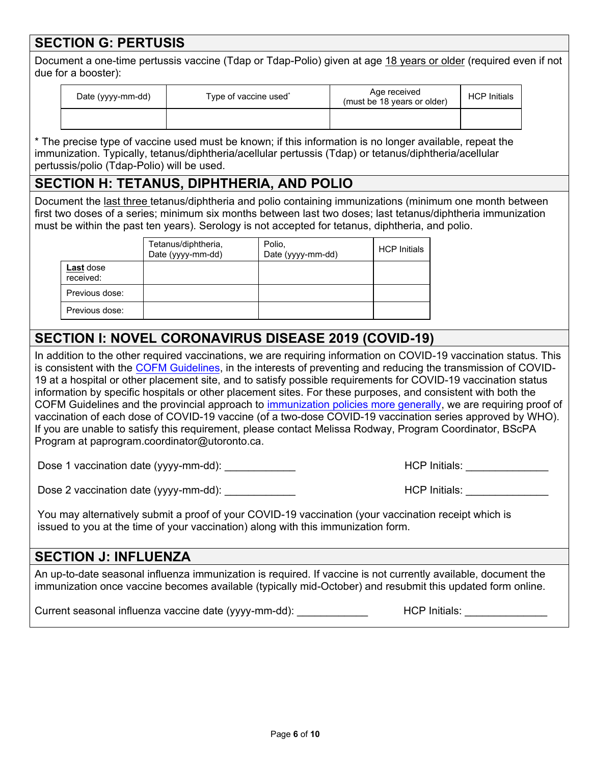## SECTION G: PERTUSSIS

Document a one-time pertussis vaccine (Tdap or Tdap-Polio) given at age 18 years or older (required even if not due for a booster):

| Date (yyyy-mm-dd) | Type of vaccine used* | Age received (must be 18 years or older) | HCP Initials |
|---|---|---|---|
| | | | |

* The precise type of vaccine used must be known; if this information is no longer available, repeat the immunization. Typically, tetanus/diphtheria/acellular pertussis (Tdap) or tetanus/diphtheria/acellular pertussis/polio (Tdap-Polio) will be used.

## SECTION H: TETANUS, DIPHTHERIA, AND POLIO

Document the last three tetanus/diphtheria and polio containing immunizations (minimum one month between first two doses of a series; minimum six months between last two doses; last tetanus/diphtheria immunization must be within the past ten years). Serology is not accepted for tetanus, diphtheria, and polio.

| | Tetanus/diphtheria, Date (yyyy-mm-dd) | Polio, Date (yyyy-mm-dd) | HCP Initials |
|---|---|---|---|
| **Last** dose received: | | | |
| Previous dose: | | | |
| Previous dose: | | | |

## SECTION I: NOVEL CORONAVIRUS DISEASE 2019 (COVID-19)

In addition to the other required vaccinations, we are requiring information on COVID-19 vaccination status. This is consistent with the COFM Guidelines, in the interests of preventing and reducing the transmission of COVID-19 at a hospital or other placement site, and to satisfy possible requirements for COVID-19 vaccination status information by specific hospitals or other placement sites. For these purposes, and consistent with both the COFM Guidelines and the provincial approach to immunization policies more generally, we are requiring proof of vaccination of each dose of COVID-19 vaccine (of a two-dose COVID-19 vaccination series approved by WHO). If you are unable to satisfy this requirement, please contact Melissa Rodway, Program Coordinator, BScPA Program at paprogram.coordinator@utoronto.ca.

Dose 1 vaccination date (yyyy-mm-dd): ____________ HCP Initials: ______________

Dose 2 vaccination date (yyyy-mm-dd): ____________ HCP Initials: ______________

You may alternatively submit a proof of your COVID-19 vaccination (your vaccination receipt which is issued to you at the time of your vaccination) along with this immunization form.

## SECTION J: INFLUENZA

An up-to-date seasonal influenza immunization is required. If vaccine is not currently available, document the immunization once vaccine becomes available (typically mid-October) and resubmit this updated form online.

Current seasonal influenza vaccine date (yyyy-mm-dd): ____________ HCP Initials: ______________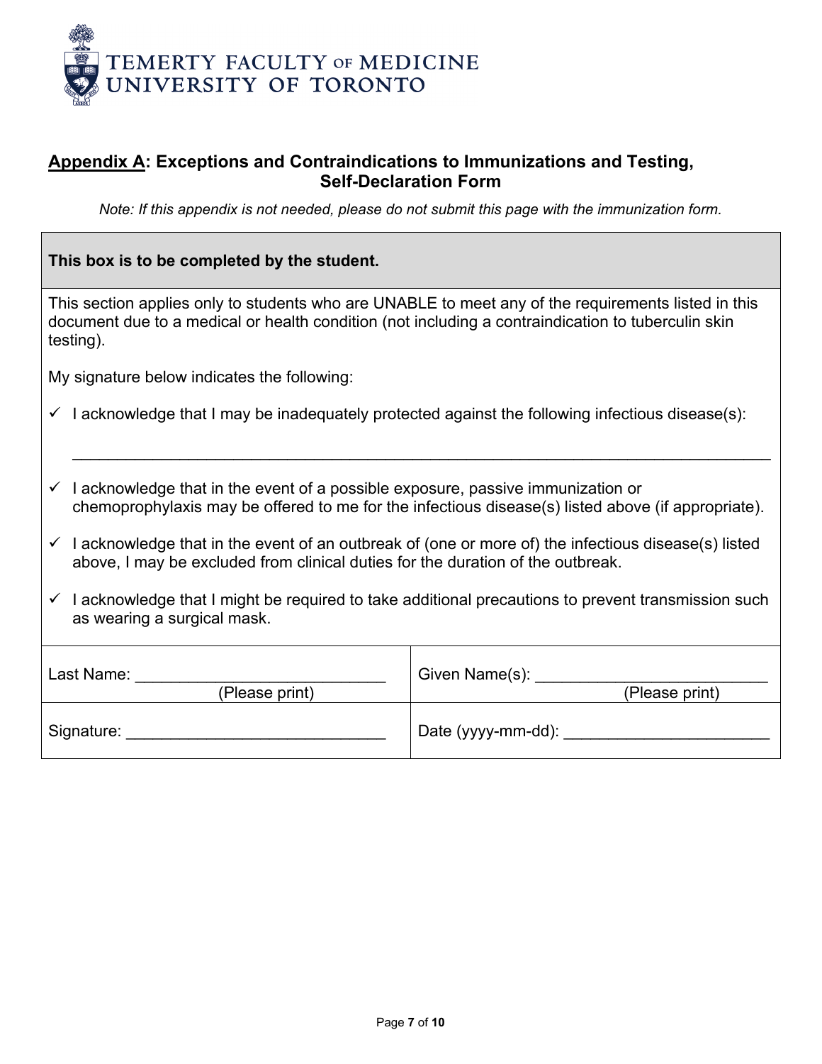TEMERTY FACULTY OF MEDICINE
UNIVERSITY OF TORONTO

## **Appendix A**: Exceptions and Contraindications to Immunizations and Testing, Self-Declaration Form

*Note: If this appendix is not needed, please do not submit this page with the immunization form.*

**This box is to be completed by the student.**

This section applies only to students who are UNABLE to meet any of the requirements listed in this document due to a medical or health condition (not including a contraindication to tuberculin skin testing).

My signature below indicates the following:

- ✓ I acknowledge that I may be inadequately protected against the following infectious disease(s):

  ________________________________________________________________________________

- ✓ I acknowledge that in the event of a possible exposure, passive immunization or chemoprophylaxis may be offered to me for the infectious disease(s) listed above (if appropriate).
- ✓ I acknowledge that in the event of an outbreak of (one or more of) the infectious disease(s) listed above, I may be excluded from clinical duties for the duration of the outbreak.
- ✓ I acknowledge that I might be required to take additional precautions to prevent transmission such as wearing a surgical mask.

| | |
|---|---|
| Last Name: ____________________________ (Please print) | Given Name(s): __________________________ (Please print) |
| Signature: _____________________________ | Date (yyyy-mm-dd): ______________________ |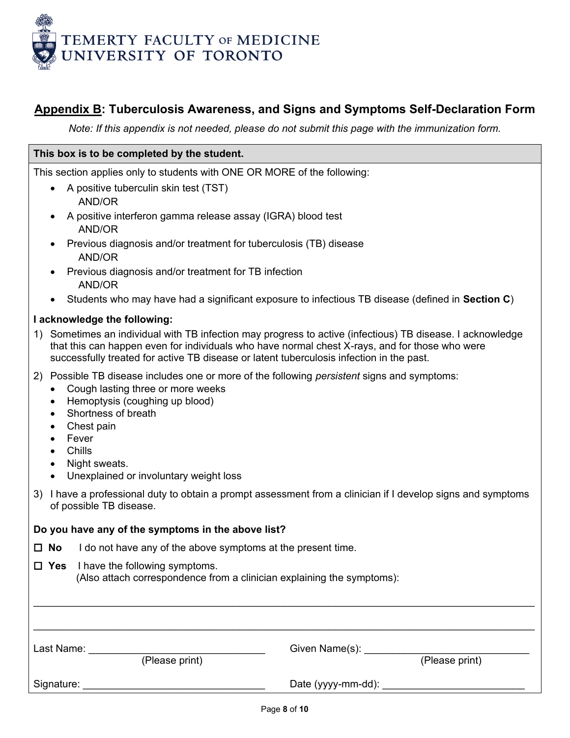TEMERTY FACULTY OF MEDICINE
UNIVERSITY OF TORONTO

## Appendix B: Tuberculosis Awareness, and Signs and Symptoms Self-Declaration Form

*Note: If this appendix is not needed, please do not submit this page with the immunization form.*

**This box is to be completed by the student.**

This section applies only to students with ONE OR MORE of the following:

- A positive tuberculin skin test (TST)
  AND/OR
- A positive interferon gamma release assay (IGRA) blood test
  AND/OR
- Previous diagnosis and/or treatment for tuberculosis (TB) disease
  AND/OR
- Previous diagnosis and/or treatment for TB infection
  AND/OR
- Students who may have had a significant exposure to infectious TB disease (defined in **Section C**)

**I acknowledge the following:**

1) Sometimes an individual with TB infection may progress to active (infectious) TB disease. I acknowledge that this can happen even for individuals who have normal chest X-rays, and for those who were successfully treated for active TB disease or latent tuberculosis infection in the past.
2) Possible TB disease includes one or more of the following *persistent* signs and symptoms:
   - Cough lasting three or more weeks
   - Hemoptysis (coughing up blood)
   - Shortness of breath
   - Chest pain
   - Fever
   - Chills
   - Night sweats.
   - Unexplained or involuntary weight loss
3) I have a professional duty to obtain a prompt assessment from a clinician if I develop signs and symptoms of possible TB disease.

**Do you have any of the symptoms in the above list?**

☐ **No** I do not have any of the above symptoms at the present time.

☐ **Yes** I have the following symptoms.
(Also attach correspondence from a clinician explaining the symptoms):

_______________________________________________________________________________

_______________________________________________________________________________

Last Name: ______________________________ (Please print)

Given Name(s): ______________________________ (Please print)

Signature: ______________________________

Date (yyyy-mm-dd): ______________________________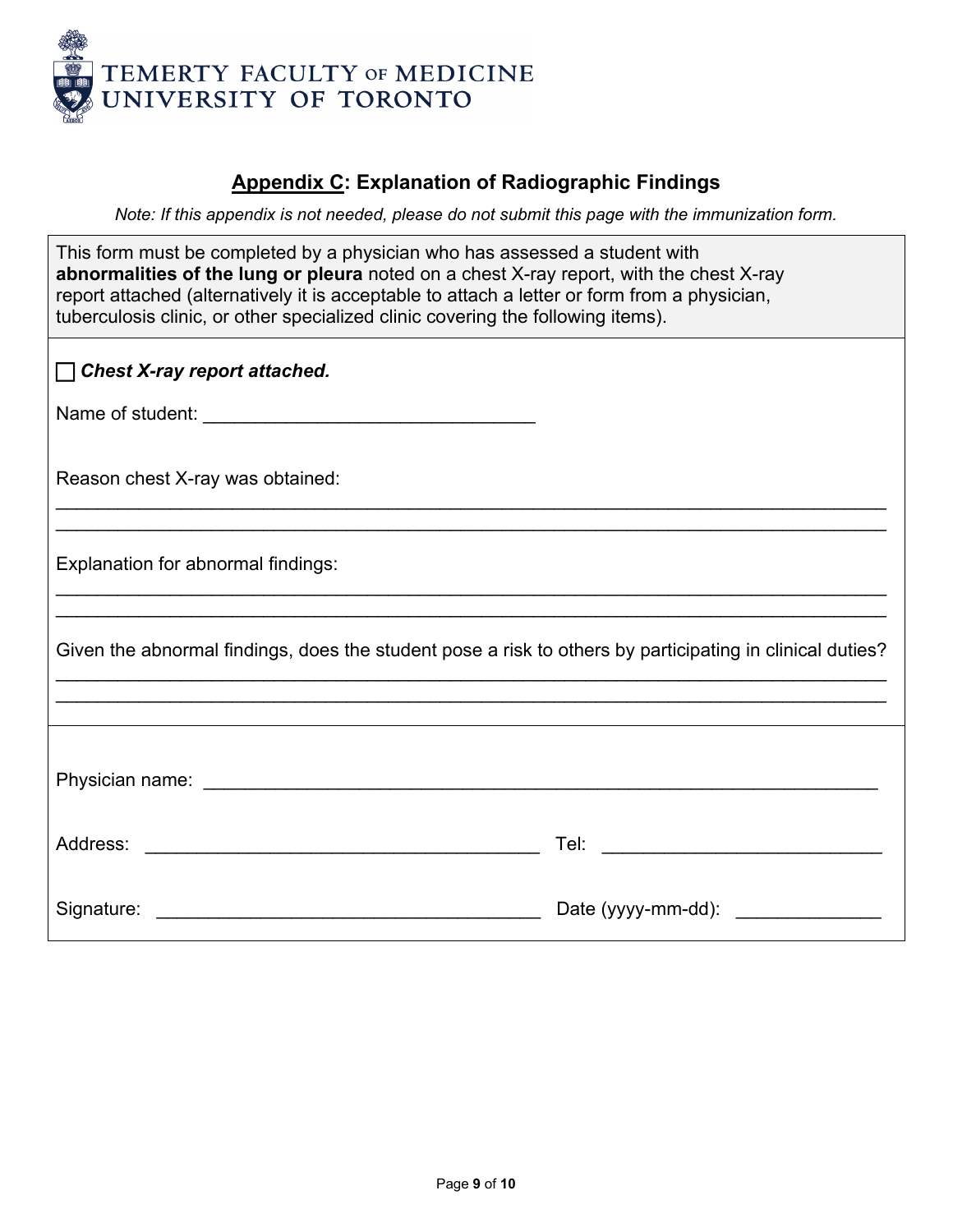TEMERTY FACULTY OF MEDICINE
UNIVERSITY OF TORONTO

## Appendix C: Explanation of Radiographic Findings

*Note: If this appendix is not needed, please do not submit this page with the immunization form.*

This form must be completed by a physician who has assessed a student with **abnormalities of the lung or pleura** noted on a chest X-ray report, with the chest X-ray report attached (alternatively it is acceptable to attach a letter or form from a physician, tuberculosis clinic, or other specialized clinic covering the following items).

☐ ***Chest X-ray report attached.***

Name of student: ________________________________

Reason chest X-ray was obtained:

________________________________________________________________________________

________________________________________________________________________________

Explanation for abnormal findings:

________________________________________________________________________________

________________________________________________________________________________

Given the abnormal findings, does the student pose a risk to others by participating in clinical duties?

________________________________________________________________________________

________________________________________________________________________________

Physician name: ________________________________________________________________

Address: ______________________________________ Tel: ___________________________

Signature: _____________________________________ Date (yyyy-mm-dd): ______________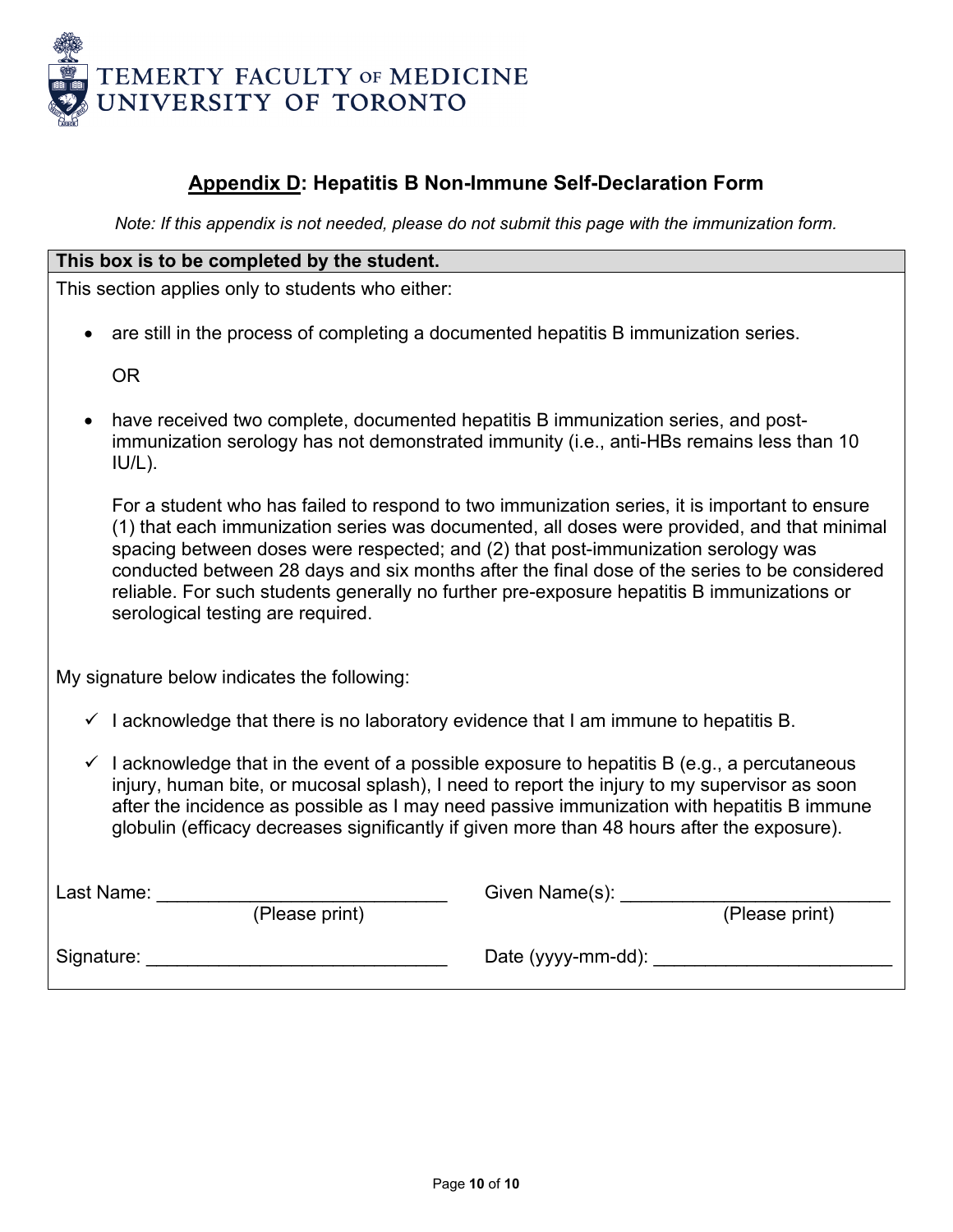TEMERTY FACULTY OF MEDICINE
UNIVERSITY OF TORONTO

## Appendix D: Hepatitis B Non-Immune Self-Declaration Form

*Note: If this appendix is not needed, please do not submit this page with the immunization form.*

**This box is to be completed by the student.**

This section applies only to students who either:

- are still in the process of completing a documented hepatitis B immunization series.

  OR

- have received two complete, documented hepatitis B immunization series, and post-immunization serology has not demonstrated immunity (i.e., anti-HBs remains less than 10 IU/L).

  For a student who has failed to respond to two immunization series, it is important to ensure (1) that each immunization series was documented, all doses were provided, and that minimal spacing between doses were respected; and (2) that post-immunization serology was conducted between 28 days and six months after the final dose of the series to be considered reliable. For such students generally no further pre-exposure hepatitis B immunizations or serological testing are required.

My signature below indicates the following:

- ✓ I acknowledge that there is no laboratory evidence that I am immune to hepatitis B.
- ✓ I acknowledge that in the event of a possible exposure to hepatitis B (e.g., a percutaneous injury, human bite, or mucosal splash), I need to report the injury to my supervisor as soon after the incidence as possible as I may need passive immunization with hepatitis B immune globulin (efficacy decreases significantly if given more than 48 hours after the exposure).

Last Name: ____________________________ (Please print)

Given Name(s): __________________________ (Please print)

Signature: _____________________________

Date (yyyy-mm-dd): _______________________